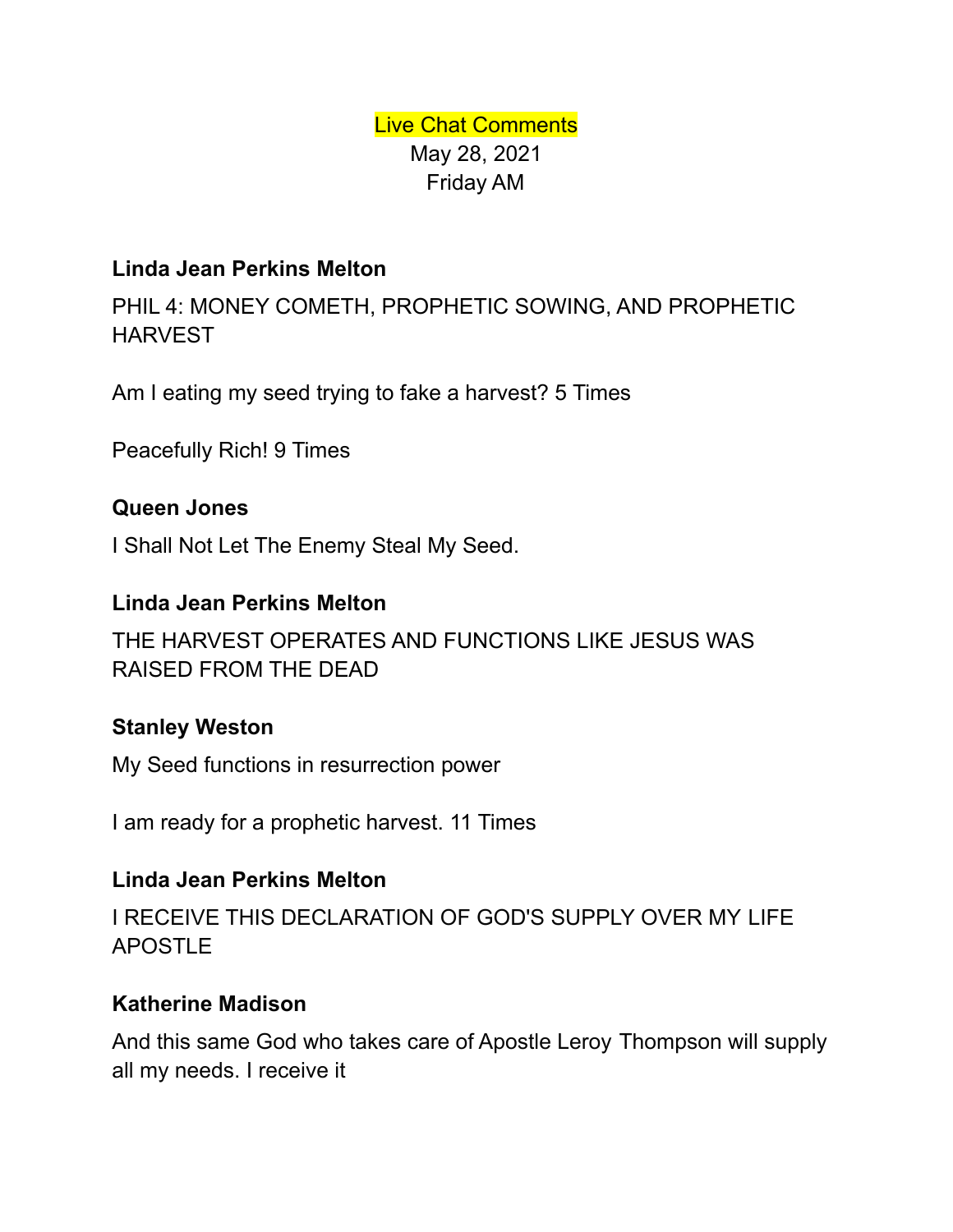# Live Chat Comments

May 28, 2021
Friday AM

**Linda Jean Perkins Melton**

PHIL 4: MONEY COMETH, PROPHETIC SOWING, AND PROPHETIC HARVEST

Am I eating my seed trying to fake a harvest? 5 Times

Peacefully Rich! 9 Times

**Queen Jones**

I Shall Not Let The Enemy Steal My Seed.

**Linda Jean Perkins Melton**

THE HARVEST OPERATES AND FUNCTIONS LIKE JESUS WAS RAISED FROM THE DEAD

**Stanley Weston**

My Seed functions in resurrection power

I am ready for a prophetic harvest. 11 Times

**Linda Jean Perkins Melton**

I RECEIVE THIS DECLARATION OF GOD'S SUPPLY OVER MY LIFE APOSTLE

**Katherine Madison**

And this same God who takes care of Apostle Leroy Thompson will supply all my needs. I receive it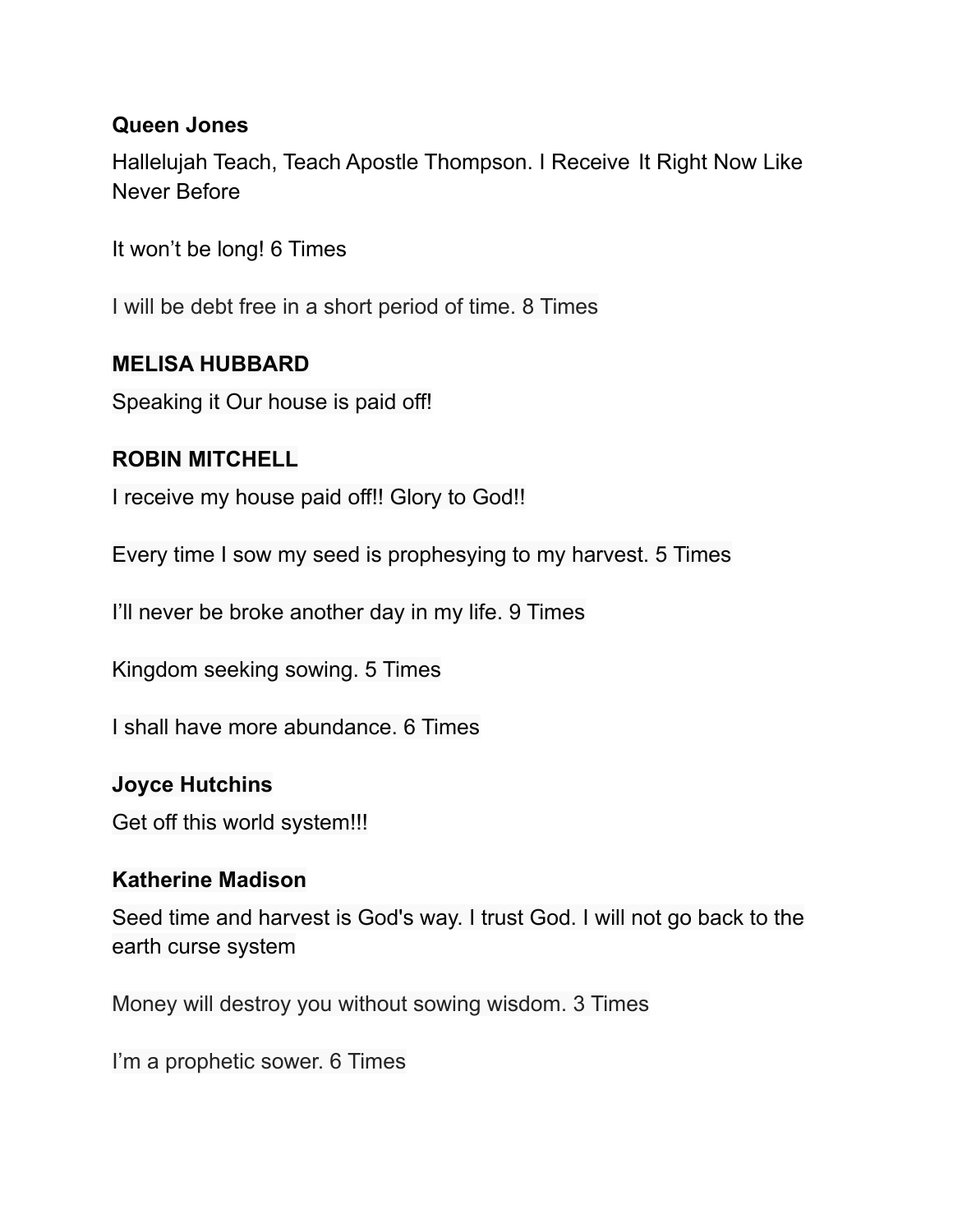**Queen Jones**

Hallelujah Teach, Teach Apostle Thompson. I Receive It Right Now Like Never Before

It won't be long! 6 Times

I will be debt free in a short period of time. 8 Times

**MELISA HUBBARD**

Speaking it Our house is paid off!

**ROBIN MITCHELL**

I receive my house paid off!! Glory to God!!

Every time I sow my seed is prophesying to my harvest. 5 Times

I'll never be broke another day in my life. 9 Times

Kingdom seeking sowing. 5 Times

I shall have more abundance. 6 Times

**Joyce Hutchins**

Get off this world system!!!

**Katherine Madison**

Seed time and harvest is God's way. I trust God. I will not go back to the earth curse system

Money will destroy you without sowing wisdom. 3 Times

I'm a prophetic sower. 6 Times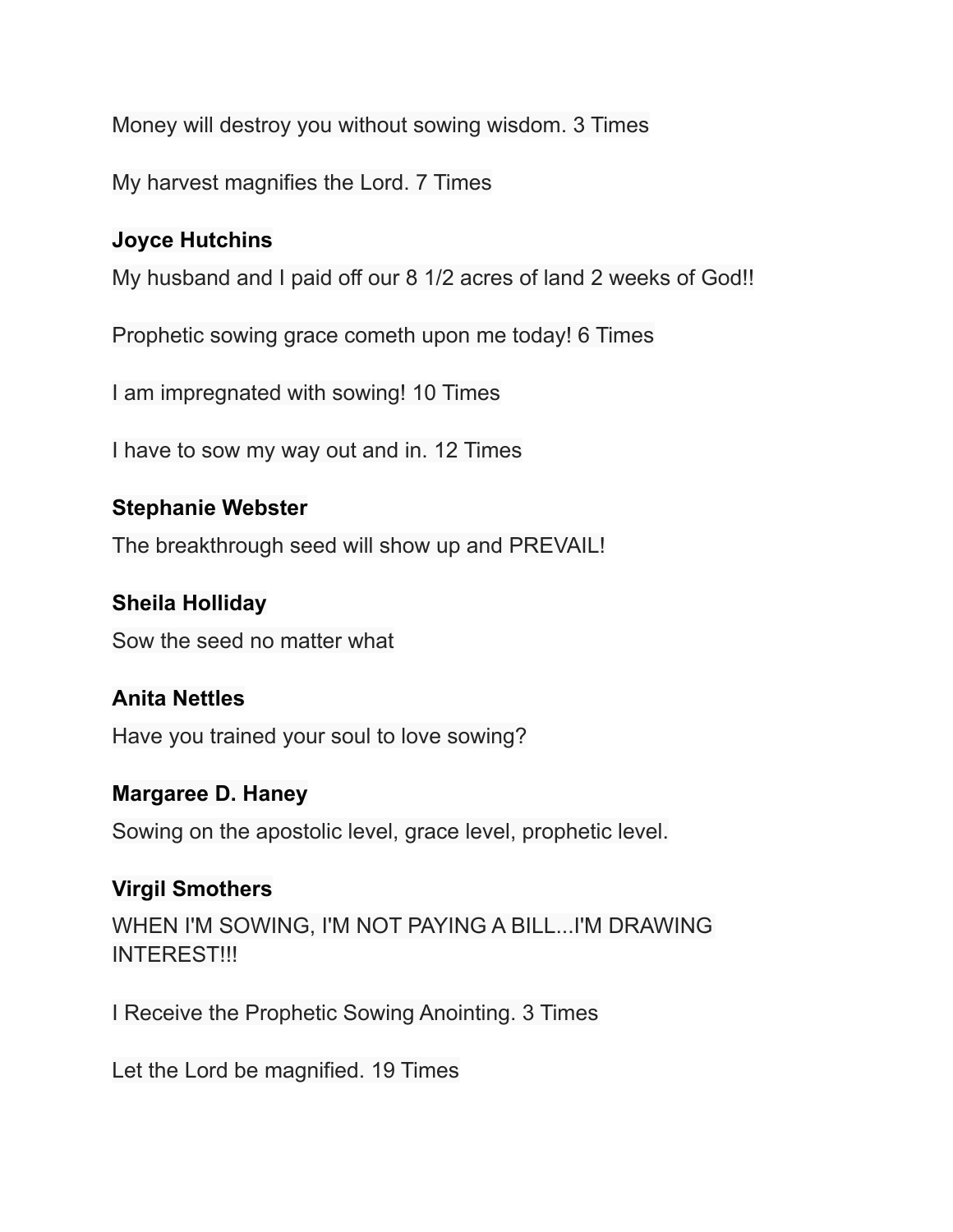Money will destroy you without sowing wisdom. 3 Times

My harvest magnifies the Lord. 7 Times

**Joyce Hutchins**

My husband and I paid off our 8 1/2 acres of land 2 weeks of God!!

Prophetic sowing grace cometh upon me today! 6 Times

I am impregnated with sowing! 10 Times

I have to sow my way out and in. 12 Times

**Stephanie Webster**

The breakthrough seed will show up and PREVAIL!

**Sheila Holliday**

Sow the seed no matter what

**Anita Nettles**

Have you trained your soul to love sowing?

**Margaree D. Haney**

Sowing on the apostolic level, grace level, prophetic level.

**Virgil Smothers**

WHEN I'M SOWING, I'M NOT PAYING A BILL...I'M DRAWING INTEREST!!!

I Receive the Prophetic Sowing Anointing. 3 Times

Let the Lord be magnified. 19 Times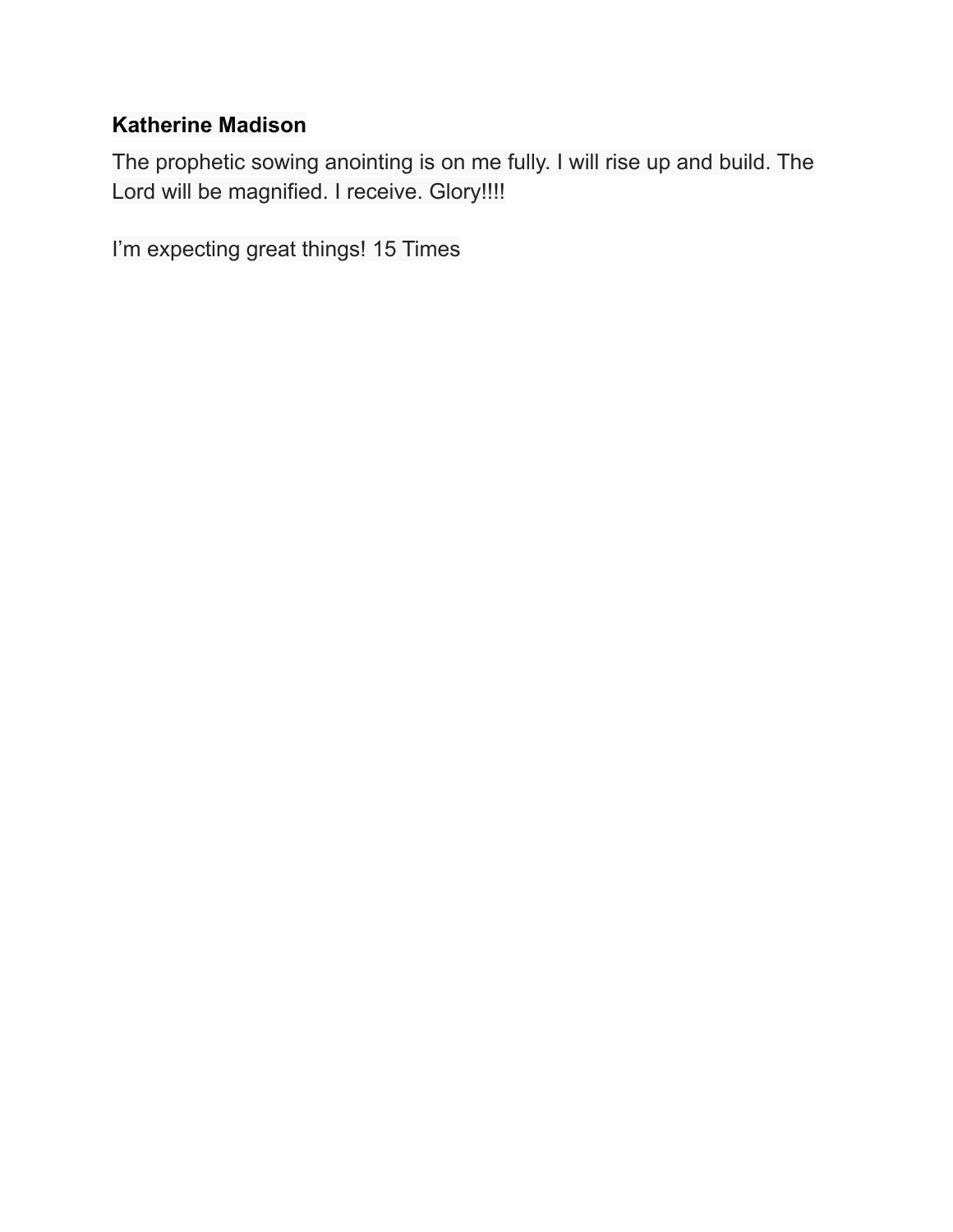**Katherine Madison**

The prophetic sowing anointing is on me fully. I will rise up and build. The Lord will be magnified. I receive. Glory!!!!

I'm expecting great things! 15 Times